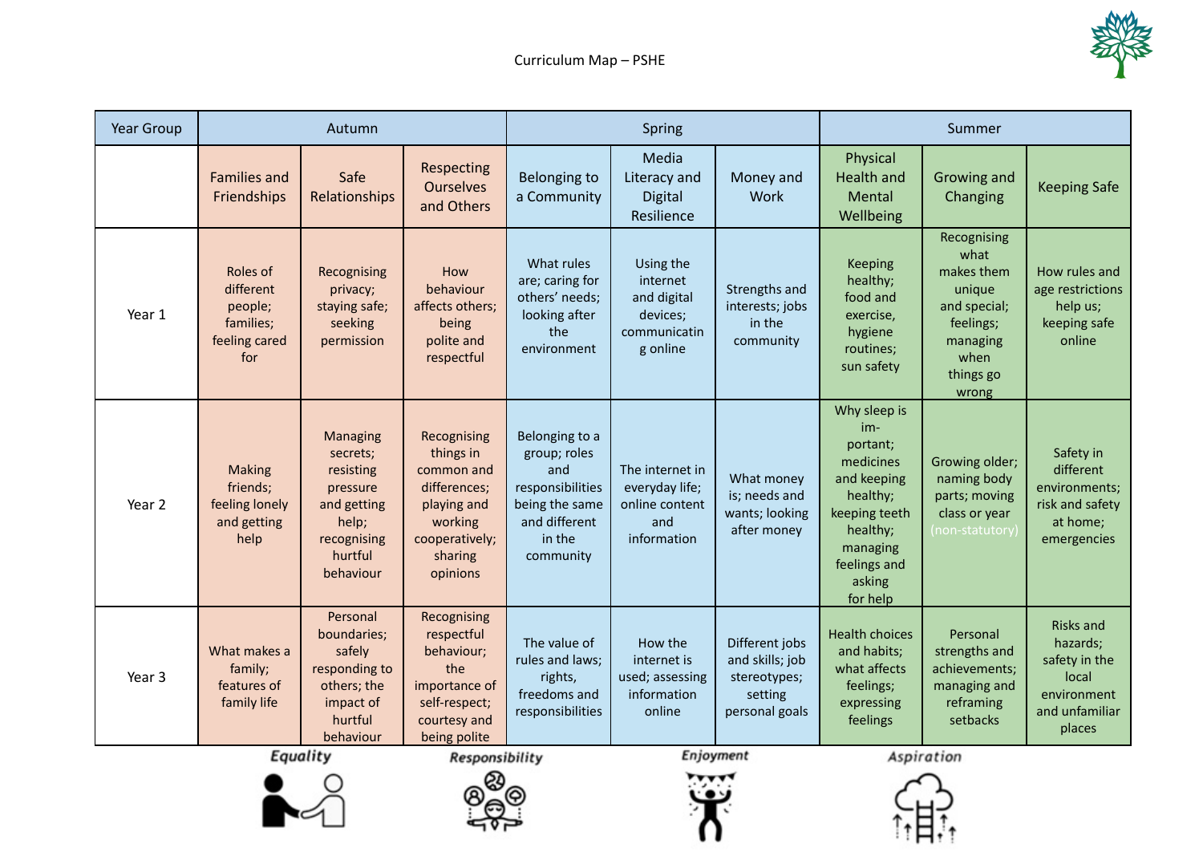# Curriculum Map – PSHE

| Year Group | Autumn | | | Spring | | | Summer | | |
|---|---|---|---|---|---|---|---|---|---|
| | Families and Friendships | Safe Relationships | Respecting Ourselves and Others | Belonging to a Community | Media Literacy and Digital Resilience | Money and Work | Physical Health and Mental Wellbeing | Growing and Changing | Keeping Safe |
| Year 1 | Roles of different people; families; feeling cared for | Recognising privacy; staying safe; seeking permission | How behaviour affects others; being polite and respectful | What rules are; caring for others' needs; looking after the environment | Using the internet and digital devices; communicating online | Strengths and interests; jobs in the community | Keeping healthy; food and exercise, hygiene routines; sun safety | Recognising what makes them unique and special; feelings; managing when things go wrong | How rules and age restrictions help us; keeping safe online |
| Year 2 | Making friends; feeling lonely and getting help | Managing secrets; resisting pressure and getting help; recognising hurtful behaviour | Recognising things in common and differences; playing and working cooperatively; sharing opinions | Belonging to a group; roles and responsibilities being the same and different in the community | The internet in everyday life; online content and information | What money is; needs and wants; looking after money | Why sleep is important; medicines and keeping healthy; keeping teeth healthy; managing feelings and asking for help | Growing older; naming body parts; moving class or year (non-statutory) | Safety in different environments; risk and safety at home; emergencies |
| Year 3 | What makes a family; features of family life | Personal boundaries; safely responding to others; the impact of hurtful behaviour | Recognising respectful behaviour; the importance of self-respect; courtesy and being polite | The value of rules and laws; rights, freedoms and responsibilities | How the internet is used; assessing information online | Different jobs and skills; job stereotypes; setting personal goals | Health choices and habits; what affects feelings; expressing feelings | Personal strengths and achievements; managing and reframing setbacks | Risks and hazards; safety in the local environment and unfamiliar places |

Equality | Responsibility | Enjoyment | Aspiration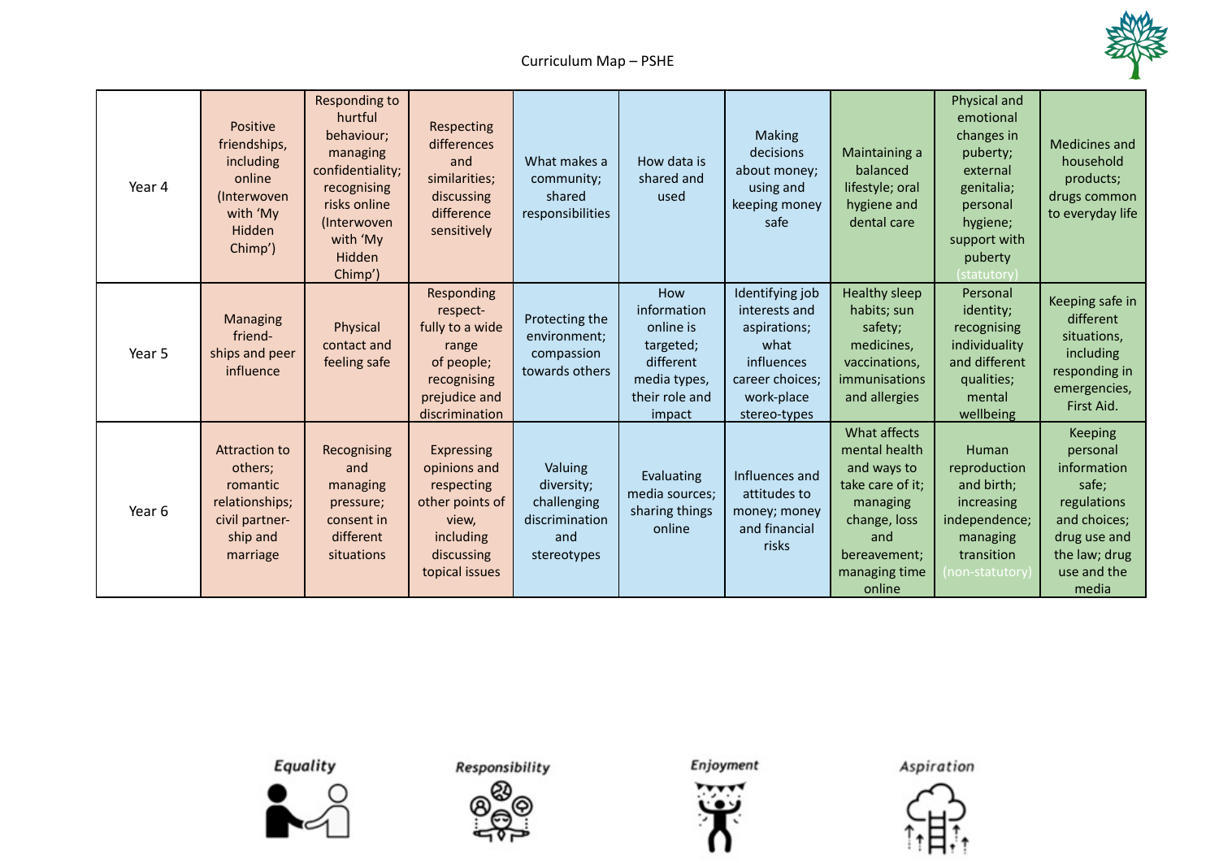Curriculum Map – PSHE

| | | | | | | | | | |
|---|---|---|---|---|---|---|---|---|---|
| Year 4 | Positive friendships, including online (Interwoven with 'My Hidden Chimp') | Responding to hurtful behaviour; managing confidentiality; recognising risks online (Interwoven with 'My Hidden Chimp') | Respecting differences and similarities; discussing difference sensitively | What makes a community; shared responsibilities | How data is shared and used | Making decisions about money; using and keeping money safe | Maintaining a balanced lifestyle; oral hygiene and dental care | Physical and emotional changes in puberty; external genitalia; personal hygiene; support with puberty (statutory) | Medicines and household products; drugs common to everyday life |
| Year 5 | Managing friend-ships and peer influence | Physical contact and feeling safe | Responding respect-fully to a wide range of people; recognising prejudice and discrimination | Protecting the environment; compassion towards others | How information online is targeted; different media types, their role and impact | Identifying job interests and aspirations; what influences career choices; work-place stereo-types | Healthy sleep habits; sun safety; medicines, vaccinations, immunisations and allergies | Personal identity; recognising individuality and different qualities; mental wellbeing | Keeping safe in different situations, including responding in emergencies, First Aid. |
| Year 6 | Attraction to others; romantic relationships; civil partner-ship and marriage | Recognising and managing pressure; consent in different situations | Expressing opinions and respecting other points of view, including discussing topical issues | Valuing diversity; challenging discrimination and stereotypes | Evaluating media sources; sharing things online | Influences and attitudes to money; money and financial risks | What affects mental health and ways to take care of it; managing change, loss and bereavement; managing time online | Human reproduction and birth; increasing independence; managing transition (non-statutory) | Keeping personal information safe; regulations and choices; drug use and the law; drug use and the media |

Equality Responsibility Enjoyment Aspiration